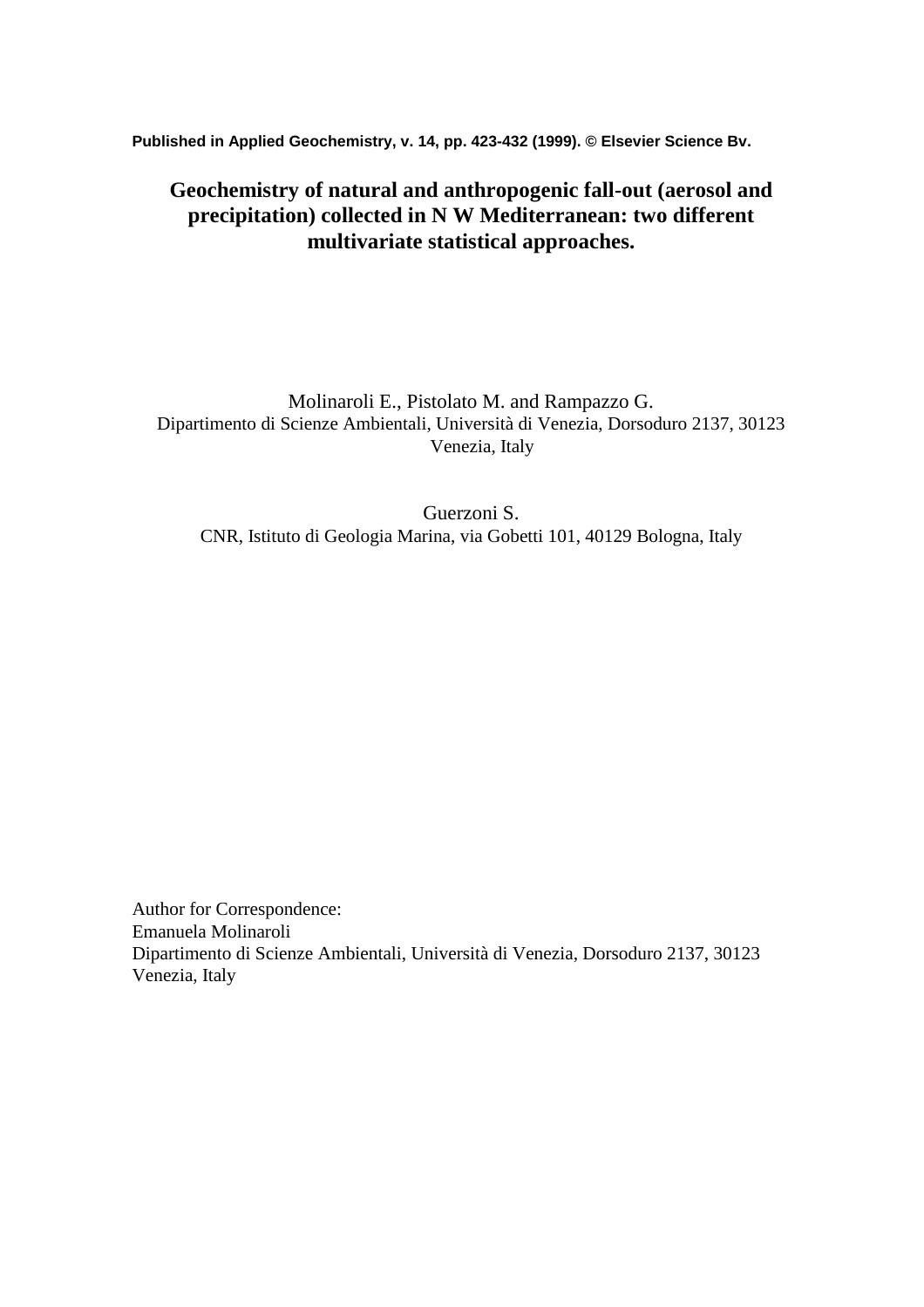**Published in Applied Geochemistry, v. 14, pp. 423-432 (1999). © Elsevier Science Bv.**

# Geochemistry of natural and anthropogenic fall-out (aerosol and precipitation) collected in N W Mediterranean: two different multivariate statistical approaches.

Molinaroli E., Pistolato M. and Rampazzo G.

Dipartimento di Scienze Ambientali, Università di Venezia, Dorsoduro 2137, 30123 Venezia, Italy

Guerzoni S.

CNR, Istituto di Geologia Marina, via Gobetti 101, 40129 Bologna, Italy

Author for Correspondence:
Emanuela Molinaroli
Dipartimento di Scienze Ambientali, Università di Venezia, Dorsoduro 2137, 30123 Venezia, Italy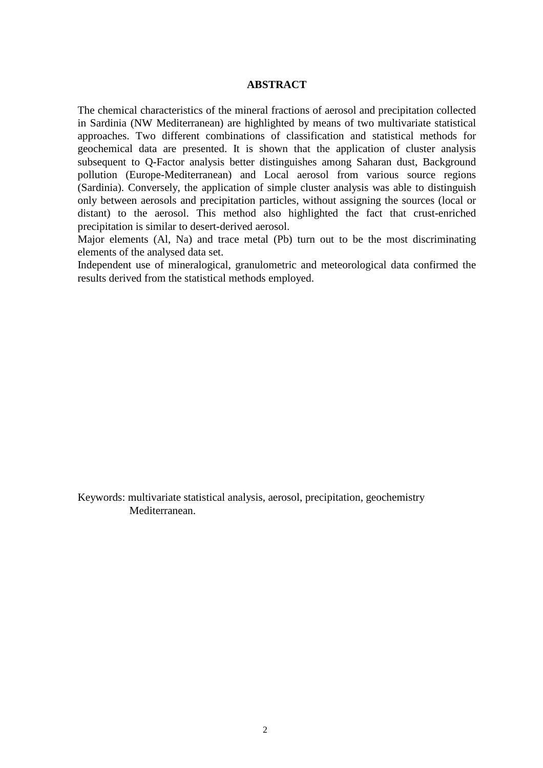**ABSTRACT**

The chemical characteristics of the mineral fractions of aerosol and precipitation collected in Sardinia (NW Mediterranean) are highlighted by means of two multivariate statistical approaches. Two different combinations of classification and statistical methods for geochemical data are presented. It is shown that the application of cluster analysis subsequent to Q-Factor analysis better distinguishes among Saharan dust, Background pollution (Europe-Mediterranean) and Local aerosol from various source regions (Sardinia). Conversely, the application of simple cluster analysis was able to distinguish only between aerosols and precipitation particles, without assigning the sources (local or distant) to the aerosol. This method also highlighted the fact that crust-enriched precipitation is similar to desert-derived aerosol.

Major elements (Al, Na) and trace metal (Pb) turn out to be the most discriminating elements of the analysed data set.

Independent use of mineralogical, granulometric and meteorological data confirmed the results derived from the statistical methods employed.

Keywords: multivariate statistical analysis, aerosol, precipitation, geochemistry Mediterranean.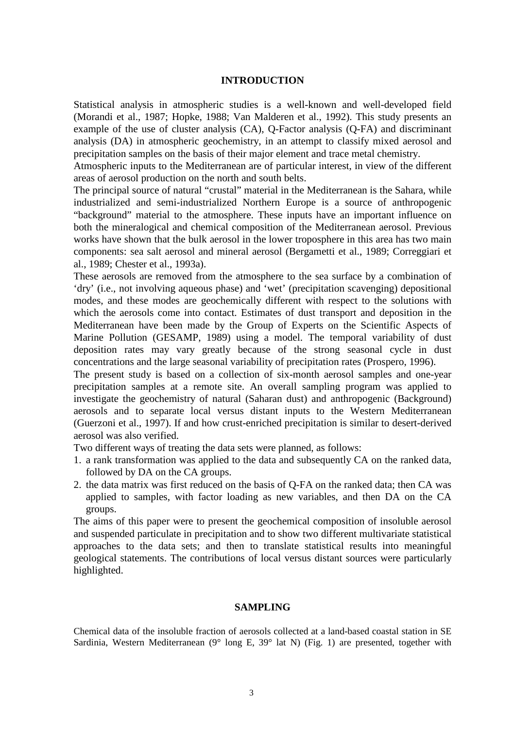## INTRODUCTION

Statistical analysis in atmospheric studies is a well-known and well-developed field (Morandi et al., 1987; Hopke, 1988; Van Malderen et al., 1992). This study presents an example of the use of cluster analysis (CA), Q-Factor analysis (Q-FA) and discriminant analysis (DA) in atmospheric geochemistry, in an attempt to classify mixed aerosol and precipitation samples on the basis of their major element and trace metal chemistry.

Atmospheric inputs to the Mediterranean are of particular interest, in view of the different areas of aerosol production on the north and south belts.

The principal source of natural "crustal" material in the Mediterranean is the Sahara, while industrialized and semi-industrialized Northern Europe is a source of anthropogenic "background" material to the atmosphere. These inputs have an important influence on both the mineralogical and chemical composition of the Mediterranean aerosol. Previous works have shown that the bulk aerosol in the lower troposphere in this area has two main components: sea salt aerosol and mineral aerosol (Bergametti et al., 1989; Correggiari et al., 1989; Chester et al., 1993a).

These aerosols are removed from the atmosphere to the sea surface by a combination of 'dry' (i.e., not involving aqueous phase) and 'wet' (precipitation scavenging) depositional modes, and these modes are geochemically different with respect to the solutions with which the aerosols come into contact. Estimates of dust transport and deposition in the Mediterranean have been made by the Group of Experts on the Scientific Aspects of Marine Pollution (GESAMP, 1989) using a model. The temporal variability of dust deposition rates may vary greatly because of the strong seasonal cycle in dust concentrations and the large seasonal variability of precipitation rates (Prospero, 1996).

The present study is based on a collection of six-month aerosol samples and one-year precipitation samples at a remote site. An overall sampling program was applied to investigate the geochemistry of natural (Saharan dust) and anthropogenic (Background) aerosols and to separate local versus distant inputs to the Western Mediterranean (Guerzoni et al., 1997). If and how crust-enriched precipitation is similar to desert-derived aerosol was also verified.

Two different ways of treating the data sets were planned, as follows:

1. a rank transformation was applied to the data and subsequently CA on the ranked data, followed by DA on the CA groups.
2. the data matrix was first reduced on the basis of Q-FA on the ranked data; then CA was applied to samples, with factor loading as new variables, and then DA on the CA groups.

The aims of this paper were to present the geochemical composition of insoluble aerosol and suspended particulate in precipitation and to show two different multivariate statistical approaches to the data sets; and then to translate statistical results into meaningful geological statements. The contributions of local versus distant sources were particularly highlighted.

## SAMPLING

Chemical data of the insoluble fraction of aerosols collected at a land-based coastal station in SE Sardinia, Western Mediterranean (9° long E, 39° lat N) (Fig. 1) are presented, together with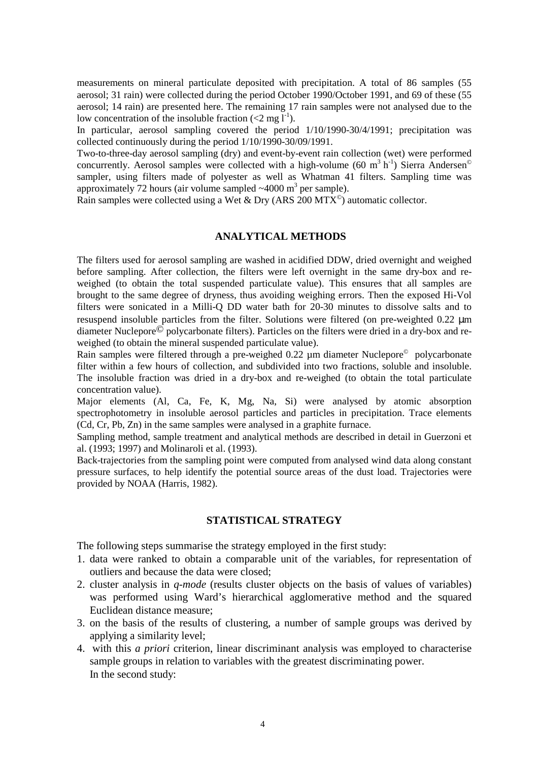measurements on mineral particulate deposited with precipitation. A total of 86 samples (55 aerosol; 31 rain) were collected during the period October 1990/October 1991, and 69 of these (55 aerosol; 14 rain) are presented here. The remaining 17 rain samples were not analysed due to the low concentration of the insoluble fraction (<2 mg $l^{-1}$).

In particular, aerosol sampling covered the period 1/10/1990-30/4/1991; precipitation was collected continuously during the period 1/10/1990-30/09/1991.

Two-to-three-day aerosol sampling (dry) and event-by-event rain collection (wet) were performed concurrently. Aerosol samples were collected with a high-volume (60 $m^3$ $h^{-1}$) Sierra Andersen© sampler, using filters made of polyester as well as Whatman 41 filters. Sampling time was approximately 72 hours (air volume sampled ~4000 $m^3$ per sample).

Rain samples were collected using a Wet & Dry (ARS 200 MTX©) automatic collector.

## ANALYTICAL METHODS

The filters used for aerosol sampling are washed in acidified DDW, dried overnight and weighed before sampling. After collection, the filters were left overnight in the same dry-box and re-weighed (to obtain the total suspended particulate value). This ensures that all samples are brought to the same degree of dryness, thus avoiding weighing errors. Then the exposed Hi-Vol filters were sonicated in a Milli-Q DD water bath for 20-30 minutes to dissolve salts and to resuspend insoluble particles from the filter. Solutions were filtered (on pre-weighted 0.22 μm diameter Nuclepore© polycarbonate filters). Particles on the filters were dried in a dry-box and re-weighed (to obtain the mineral suspended particulate value).

Rain samples were filtered through a pre-weighed 0.22 μm diameter Nuclepore© polycarbonate filter within a few hours of collection, and subdivided into two fractions, soluble and insoluble. The insoluble fraction was dried in a dry-box and re-weighed (to obtain the total particulate concentration value).

Major elements (Al, Ca, Fe, K, Mg, Na, Si) were analysed by atomic absorption spectrophotometry in insoluble aerosol particles and particles in precipitation. Trace elements (Cd, Cr, Pb, Zn) in the same samples were analysed in a graphite furnace.

Sampling method, sample treatment and analytical methods are described in detail in Guerzoni et al. (1993; 1997) and Molinaroli et al. (1993).

Back-trajectories from the sampling point were computed from analysed wind data along constant pressure surfaces, to help identify the potential source areas of the dust load. Trajectories were provided by NOAA (Harris, 1982).

## STATISTICAL STRATEGY

The following steps summarise the strategy employed in the first study:

1. data were ranked to obtain a comparable unit of the variables, for representation of outliers and because the data were closed;
2. cluster analysis in *q-mode* (results cluster objects on the basis of values of variables) was performed using Ward's hierarchical agglomerative method and the squared Euclidean distance measure;
3. on the basis of the results of clustering, a number of sample groups was derived by applying a similarity level;
4. with this *a priori* criterion, linear discriminant analysis was employed to characterise sample groups in relation to variables with the greatest discriminating power.

In the second study: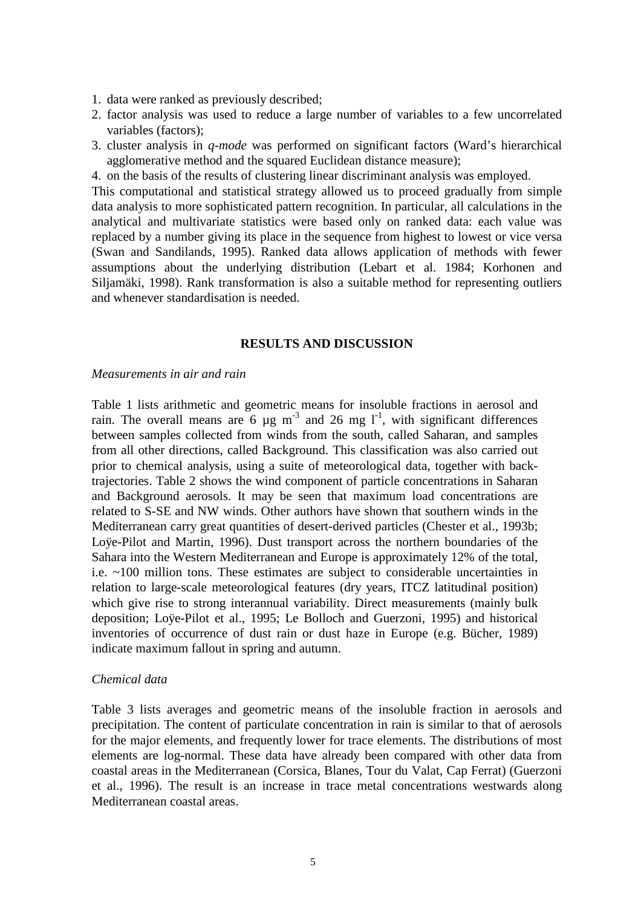1. data were ranked as previously described;
2. factor analysis was used to reduce a large number of variables to a few uncorrelated variables (factors);
3. cluster analysis in *q-mode* was performed on significant factors (Ward's hierarchical agglomerative method and the squared Euclidean distance measure);
4. on the basis of the results of clustering linear discriminant analysis was employed.

This computational and statistical strategy allowed us to proceed gradually from simple data analysis to more sophisticated pattern recognition. In particular, all calculations in the analytical and multivariate statistics were based only on ranked data: each value was replaced by a number giving its place in the sequence from highest to lowest or vice versa (Swan and Sandilands, 1995). Ranked data allows application of methods with fewer assumptions about the underlying distribution (Lebart et al. 1984; Korhonen and Siljamäki, 1998). Rank transformation is also a suitable method for representing outliers and whenever standardisation is needed.

## RESULTS AND DISCUSSION

*Measurements in air and rain*

Table 1 lists arithmetic and geometric means for insoluble fractions in aerosol and rain. The overall means are 6 µg $m^{-3}$ and 26 mg $l^{-1}$, with significant differences between samples collected from winds from the south, called Saharan, and samples from all other directions, called Background. This classification was also carried out prior to chemical analysis, using a suite of meteorological data, together with back-trajectories. Table 2 shows the wind component of particle concentrations in Saharan and Background aerosols. It may be seen that maximum load concentrations are related to S-SE and NW winds. Other authors have shown that southern winds in the Mediterranean carry great quantities of desert-derived particles (Chester et al., 1993b; Loÿe-Pilot and Martin, 1996). Dust transport across the northern boundaries of the Sahara into the Western Mediterranean and Europe is approximately 12% of the total, i.e. ~100 million tons. These estimates are subject to considerable uncertainties in relation to large-scale meteorological features (dry years, ITCZ latitudinal position) which give rise to strong interannual variability. Direct measurements (mainly bulk deposition; Loÿe-Pilot et al., 1995; Le Bolloch and Guerzoni, 1995) and historical inventories of occurrence of dust rain or dust haze in Europe (e.g. Bücher, 1989) indicate maximum fallout in spring and autumn.

*Chemical data*

Table 3 lists averages and geometric means of the insoluble fraction in aerosols and precipitation. The content of particulate concentration in rain is similar to that of aerosols for the major elements, and frequently lower for trace elements. The distributions of most elements are log-normal. These data have already been compared with other data from coastal areas in the Mediterranean (Corsica, Blanes, Tour du Valat, Cap Ferrat) (Guerzoni et al., 1996). The result is an increase in trace metal concentrations westwards along Mediterranean coastal areas.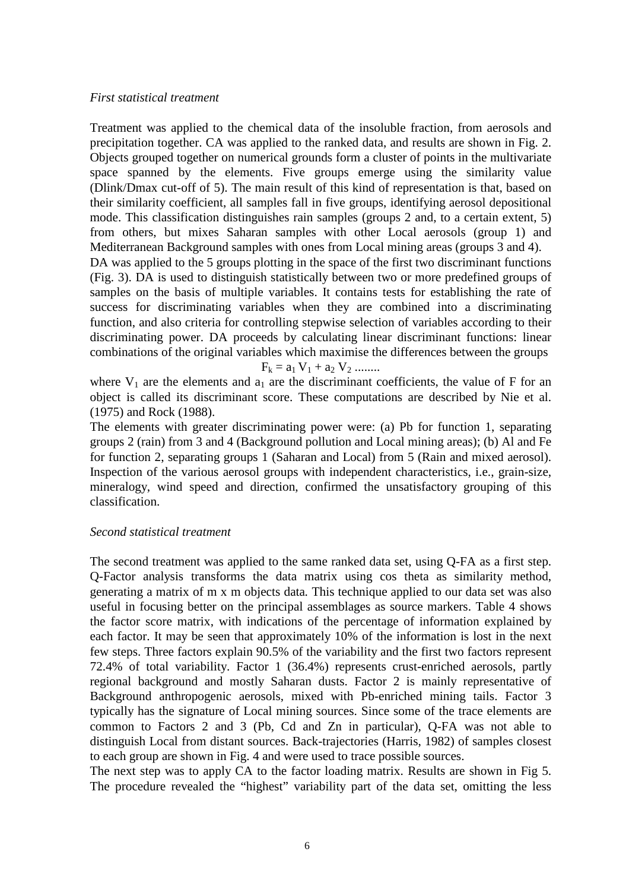*First statistical treatment*

Treatment was applied to the chemical data of the insoluble fraction, from aerosols and precipitation together. CA was applied to the ranked data, and results are shown in Fig. 2. Objects grouped together on numerical grounds form a cluster of points in the multivariate space spanned by the elements. Five groups emerge using the similarity value (Dlink/Dmax cut-off of 5). The main result of this kind of representation is that, based on their similarity coefficient, all samples fall in five groups, identifying aerosol depositional mode. This classification distinguishes rain samples (groups 2 and, to a certain extent, 5) from others, but mixes Saharan samples with other Local aerosols (group 1) and Mediterranean Background samples with ones from Local mining areas (groups 3 and 4).

DA was applied to the 5 groups plotting in the space of the first two discriminant functions (Fig. 3). DA is used to distinguish statistically between two or more predefined groups of samples on the basis of multiple variables. It contains tests for establishing the rate of success for discriminating variables when they are combined into a discriminating function, and also criteria for controlling stepwise selection of variables according to their discriminating power. DA proceeds by calculating linear discriminant functions: linear combinations of the original variables which maximise the differences between the groups

$$F_k = a_1 V_1 + a_2 V_2 \text{........}$$

where $V_1$ are the elements and $a_1$ are the discriminant coefficients, the value of F for an object is called its discriminant score. These computations are described by Nie et al. (1975) and Rock (1988).

The elements with greater discriminating power were: (a) Pb for function 1, separating groups 2 (rain) from 3 and 4 (Background pollution and Local mining areas); (b) Al and Fe for function 2, separating groups 1 (Saharan and Local) from 5 (Rain and mixed aerosol). Inspection of the various aerosol groups with independent characteristics, i.e., grain-size, mineralogy, wind speed and direction, confirmed the unsatisfactory grouping of this classification.

*Second statistical treatment*

The second treatment was applied to the same ranked data set, using Q-FA as a first step. Q-Factor analysis transforms the data matrix using cos theta as similarity method, generating a matrix of m x m objects data. This technique applied to our data set was also useful in focusing better on the principal assemblages as source markers. Table 4 shows the factor score matrix, with indications of the percentage of information explained by each factor. It may be seen that approximately 10% of the information is lost in the next few steps. Three factors explain 90.5% of the variability and the first two factors represent 72.4% of total variability. Factor 1 (36.4%) represents crust-enriched aerosols, partly regional background and mostly Saharan dusts. Factor 2 is mainly representative of Background anthropogenic aerosols, mixed with Pb-enriched mining tails. Factor 3 typically has the signature of Local mining sources. Since some of the trace elements are common to Factors 2 and 3 (Pb, Cd and Zn in particular), Q-FA was not able to distinguish Local from distant sources. Back-trajectories (Harris, 1982) of samples closest to each group are shown in Fig. 4 and were used to trace possible sources.

The next step was to apply CA to the factor loading matrix. Results are shown in Fig 5. The procedure revealed the "highest" variability part of the data set, omitting the less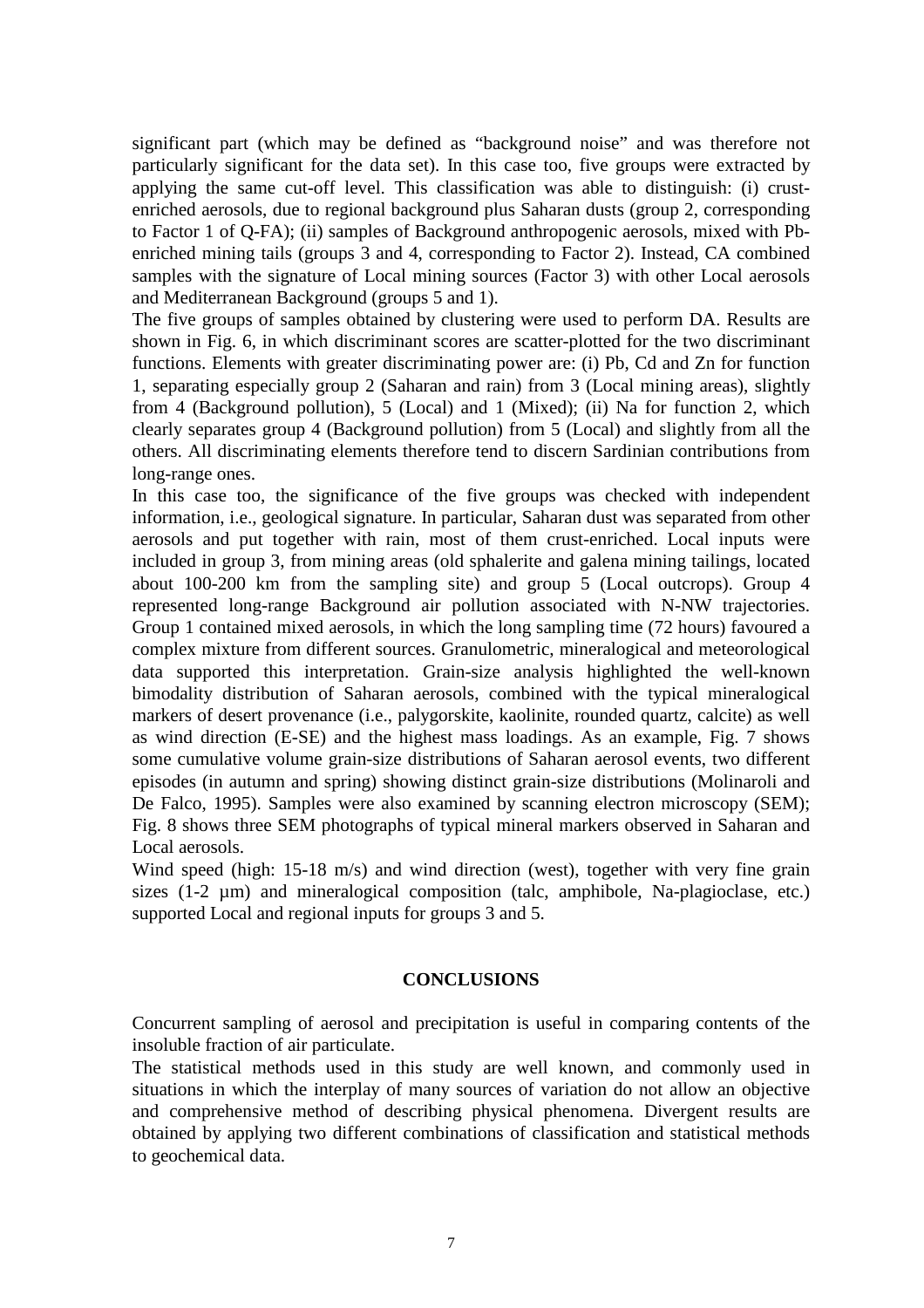significant part (which may be defined as "background noise" and was therefore not particularly significant for the data set). In this case too, five groups were extracted by applying the same cut-off level. This classification was able to distinguish: (i) crust-enriched aerosols, due to regional background plus Saharan dusts (group 2, corresponding to Factor 1 of Q-FA); (ii) samples of Background anthropogenic aerosols, mixed with Pb-enriched mining tails (groups 3 and 4, corresponding to Factor 2). Instead, CA combined samples with the signature of Local mining sources (Factor 3) with other Local aerosols and Mediterranean Background (groups 5 and 1).

The five groups of samples obtained by clustering were used to perform DA. Results are shown in Fig. 6, in which discriminant scores are scatter-plotted for the two discriminant functions. Elements with greater discriminating power are: (i) Pb, Cd and Zn for function 1, separating especially group 2 (Saharan and rain) from 3 (Local mining areas), slightly from 4 (Background pollution), 5 (Local) and 1 (Mixed); (ii) Na for function 2, which clearly separates group 4 (Background pollution) from 5 (Local) and slightly from all the others. All discriminating elements therefore tend to discern Sardinian contributions from long-range ones.

In this case too, the significance of the five groups was checked with independent information, i.e., geological signature. In particular, Saharan dust was separated from other aerosols and put together with rain, most of them crust-enriched. Local inputs were included in group 3, from mining areas (old sphalerite and galena mining tailings, located about 100-200 km from the sampling site) and group 5 (Local outcrops). Group 4 represented long-range Background air pollution associated with N-NW trajectories. Group 1 contained mixed aerosols, in which the long sampling time (72 hours) favoured a complex mixture from different sources. Granulometric, mineralogical and meteorological data supported this interpretation. Grain-size analysis highlighted the well-known bimodality distribution of Saharan aerosols, combined with the typical mineralogical markers of desert provenance (i.e., palygorskite, kaolinite, rounded quartz, calcite) as well as wind direction (E-SE) and the highest mass loadings. As an example, Fig. 7 shows some cumulative volume grain-size distributions of Saharan aerosol events, two different episodes (in autumn and spring) showing distinct grain-size distributions (Molinaroli and De Falco, 1995). Samples were also examined by scanning electron microscopy (SEM); Fig. 8 shows three SEM photographs of typical mineral markers observed in Saharan and Local aerosols.

Wind speed (high: 15-18 m/s) and wind direction (west), together with very fine grain sizes (1-2 µm) and mineralogical composition (talc, amphibole, Na-plagioclase, etc.) supported Local and regional inputs for groups 3 and 5.

## CONCLUSIONS

Concurrent sampling of aerosol and precipitation is useful in comparing contents of the insoluble fraction of air particulate.

The statistical methods used in this study are well known, and commonly used in situations in which the interplay of many sources of variation do not allow an objective and comprehensive method of describing physical phenomena. Divergent results are obtained by applying two different combinations of classification and statistical methods to geochemical data.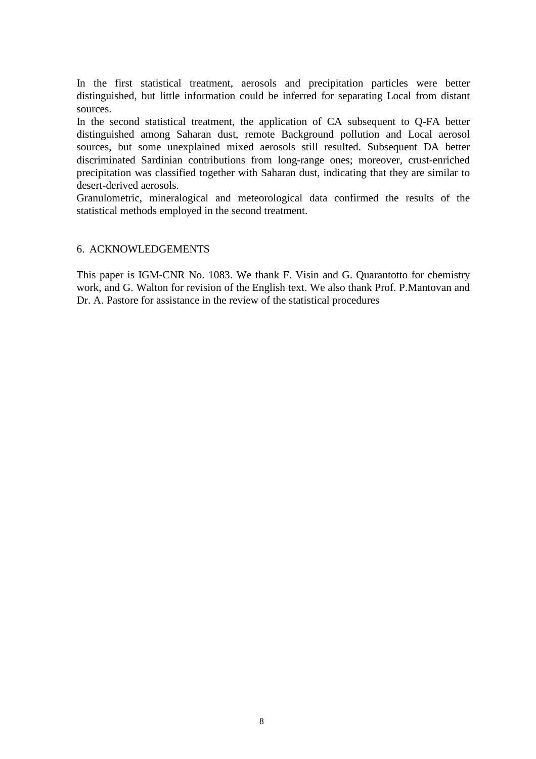In the first statistical treatment, aerosols and precipitation particles were better distinguished, but little information could be inferred for separating Local from distant sources.

In the second statistical treatment, the application of CA subsequent to Q-FA better distinguished among Saharan dust, remote Background pollution and Local aerosol sources, but some unexplained mixed aerosols still resulted. Subsequent DA better discriminated Sardinian contributions from long-range ones; moreover, crust-enriched precipitation was classified together with Saharan dust, indicating that they are similar to desert-derived aerosols.

Granulometric, mineralogical and meteorological data confirmed the results of the statistical methods employed in the second treatment.

## 6. ACKNOWLEDGEMENTS

This paper is IGM-CNR No. 1083. We thank F. Visin and G. Quarantotto for chemistry work, and G. Walton for revision of the English text. We also thank Prof. P.Mantovan and Dr. A. Pastore for assistance in the review of the statistical procedures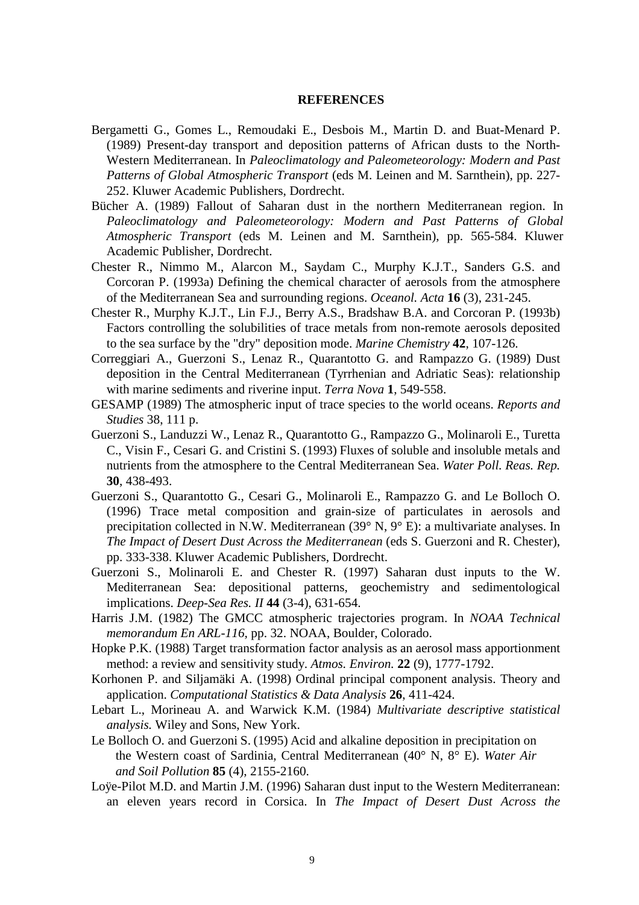## REFERENCES

Bergametti G., Gomes L., Remoudaki E., Desbois M., Martin D. and Buat-Menard P. (1989) Present-day transport and deposition patterns of African dusts to the North-Western Mediterranean. In *Paleoclimatology and Paleometeorology: Modern and Past Patterns of Global Atmospheric Transport* (eds M. Leinen and M. Sarnthein), pp. 227-252. Kluwer Academic Publishers, Dordrecht.

Bücher A. (1989) Fallout of Saharan dust in the northern Mediterranean region. In *Paleoclimatology and Paleometeorology: Modern and Past Patterns of Global Atmospheric Transport* (eds M. Leinen and M. Sarnthein), pp. 565-584. Kluwer Academic Publisher, Dordrecht.

Chester R., Nimmo M., Alarcon M., Saydam C., Murphy K.J.T., Sanders G.S. and Corcoran P. (1993a) Defining the chemical character of aerosols from the atmosphere of the Mediterranean Sea and surrounding regions. *Oceanol. Acta* **16** (3), 231-245.

Chester R., Murphy K.J.T., Lin F.J., Berry A.S., Bradshaw B.A. and Corcoran P. (1993b) Factors controlling the solubilities of trace metals from non-remote aerosols deposited to the sea surface by the "dry" deposition mode. *Marine Chemistry* **42**, 107-126.

Correggiari A., Guerzoni S., Lenaz R., Quarantotto G. and Rampazzo G. (1989) Dust deposition in the Central Mediterranean (Tyrrhenian and Adriatic Seas): relationship with marine sediments and riverine input. *Terra Nova* **1**, 549-558.

GESAMP (1989) The atmospheric input of trace species to the world oceans. *Reports and Studies* 38, 111 p.

Guerzoni S., Landuzzi W., Lenaz R., Quarantotto G., Rampazzo G., Molinaroli E., Turetta C., Visin F., Cesari G. and Cristini S. (1993) Fluxes of soluble and insoluble metals and nutrients from the atmosphere to the Central Mediterranean Sea. *Water Poll. Reas. Rep.* **30**, 438-493.

Guerzoni S., Quarantotto G., Cesari G., Molinaroli E., Rampazzo G. and Le Bolloch O. (1996) Trace metal composition and grain-size of particulates in aerosols and precipitation collected in N.W. Mediterranean (39° N, 9° E): a multivariate analyses. In *The Impact of Desert Dust Across the Mediterranean* (eds S. Guerzoni and R. Chester), pp. 333-338. Kluwer Academic Publishers, Dordrecht.

Guerzoni S., Molinaroli E. and Chester R. (1997) Saharan dust inputs to the W. Mediterranean Sea: depositional patterns, geochemistry and sedimentological implications. *Deep-Sea Res. II* **44** (3-4), 631-654.

Harris J.M. (1982) The GMCC atmospheric trajectories program. In *NOAA Technical memorandum En ARL-116,* pp. 32. NOAA, Boulder, Colorado.

Hopke P.K. (1988) Target transformation factor analysis as an aerosol mass apportionment method: a review and sensitivity study. *Atmos. Environ.* **22** (9), 1777-1792.

Korhonen P. and Siljamäki A. (1998) Ordinal principal component analysis. Theory and application. *Computational Statistics & Data Analysis* **26**, 411-424.

Lebart L., Morineau A. and Warwick K.M. (1984) *Multivariate descriptive statistical analysis.* Wiley and Sons, New York.

Le Bolloch O. and Guerzoni S. (1995) Acid and alkaline deposition in precipitation on the Western coast of Sardinia, Central Mediterranean (40° N, 8° E). *Water Air and Soil Pollution* **85** (4), 2155-2160.

Loÿe-Pilot M.D. and Martin J.M. (1996) Saharan dust input to the Western Mediterranean: an eleven years record in Corsica. In *The Impact of Desert Dust Across the*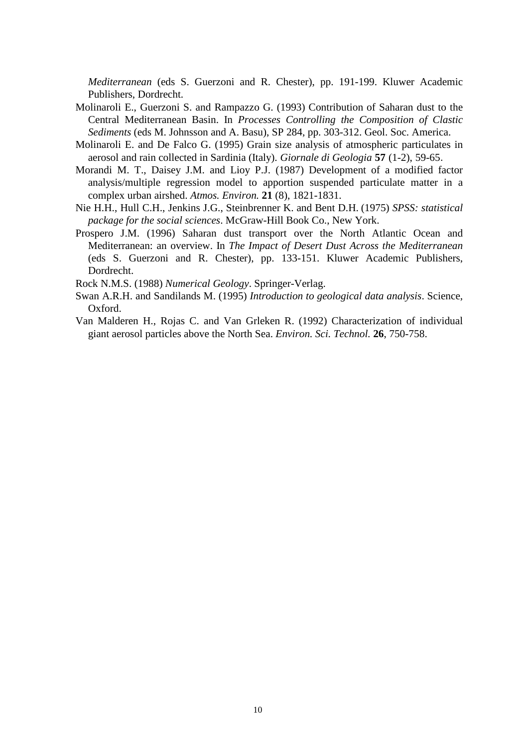*Mediterranean* (eds S. Guerzoni and R. Chester), pp. 191-199. Kluwer Academic Publishers, Dordrecht.

Molinaroli E., Guerzoni S. and Rampazzo G. (1993) Contribution of Saharan dust to the Central Mediterranean Basin. In *Processes Controlling the Composition of Clastic Sediments* (eds M. Johnsson and A. Basu), SP 284, pp. 303-312. Geol. Soc. America.

Molinaroli E. and De Falco G. (1995) Grain size analysis of atmospheric particulates in aerosol and rain collected in Sardinia (Italy). *Giornale di Geologia* **57** (1-2), 59-65.

Morandi M. T., Daisey J.M. and Lioy P.J. (1987) Development of a modified factor analysis/multiple regression model to apportion suspended particulate matter in a complex urban airshed. *Atmos. Environ.* **21** (8), 1821-1831.

Nie H.H., Hull C.H., Jenkins J.G., Steinbrenner K. and Bent D.H. (1975) *SPSS: statistical package for the social sciences*. McGraw-Hill Book Co., New York.

Prospero J.M. (1996) Saharan dust transport over the North Atlantic Ocean and Mediterranean: an overview. In *The Impact of Desert Dust Across the Mediterranean* (eds S. Guerzoni and R. Chester), pp. 133-151. Kluwer Academic Publishers, Dordrecht.

Rock N.M.S. (1988) *Numerical Geology*. Springer-Verlag.

Swan A.R.H. and Sandilands M. (1995) *Introduction to geological data analysis*. Science, Oxford.

Van Malderen H., Rojas C. and Van Grleken R. (1992) Characterization of individual giant aerosol particles above the North Sea. *Environ. Sci. Technol.* **26**, 750-758.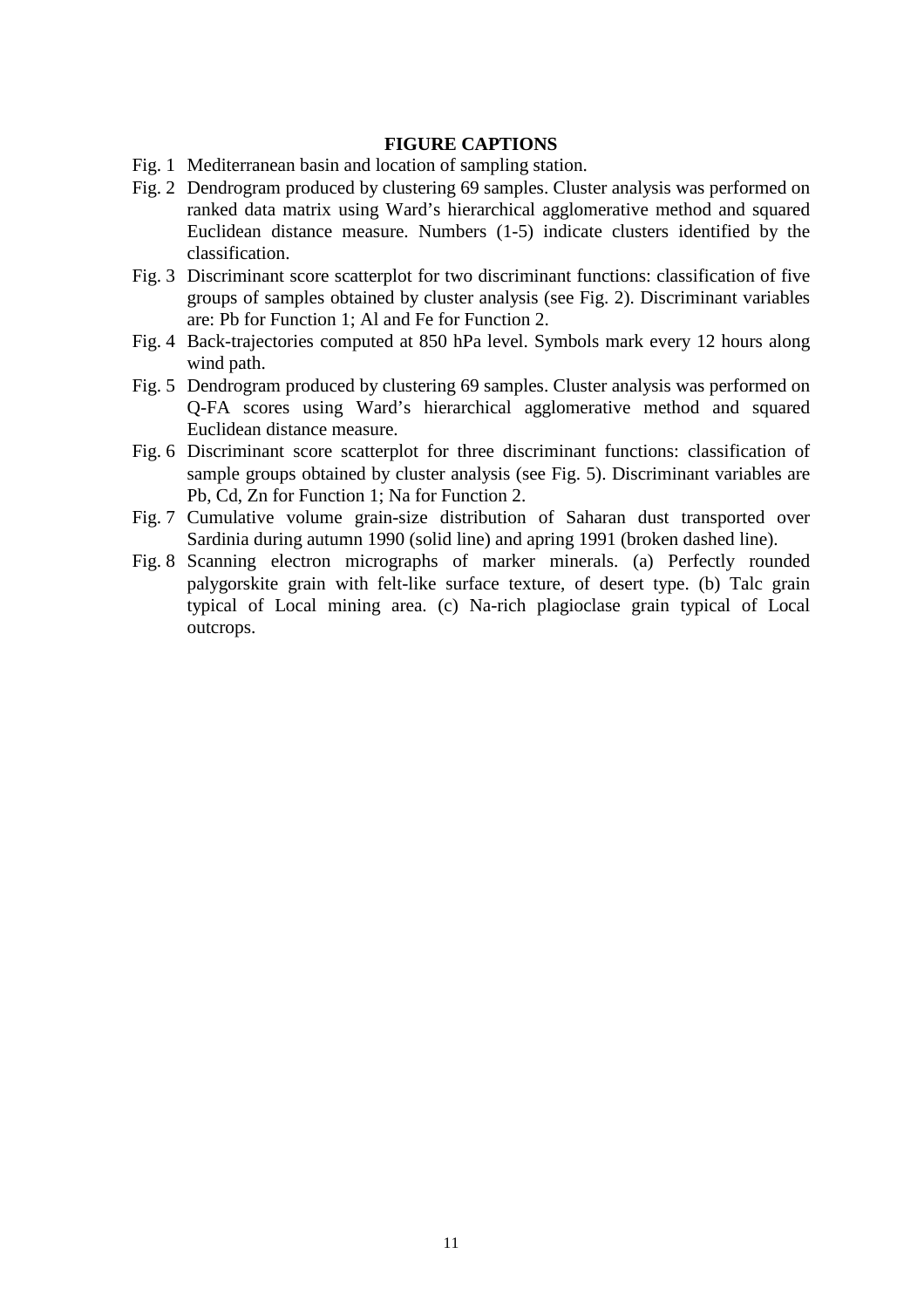## FIGURE CAPTIONS

Fig. 1 Mediterranean basin and location of sampling station.

Fig. 2 Dendrogram produced by clustering 69 samples. Cluster analysis was performed on ranked data matrix using Ward's hierarchical agglomerative method and squared Euclidean distance measure. Numbers (1-5) indicate clusters identified by the classification.

Fig. 3 Discriminant score scatterplot for two discriminant functions: classification of five groups of samples obtained by cluster analysis (see Fig. 2). Discriminant variables are: Pb for Function 1; Al and Fe for Function 2.

Fig. 4 Back-trajectories computed at 850 hPa level. Symbols mark every 12 hours along wind path.

Fig. 5 Dendrogram produced by clustering 69 samples. Cluster analysis was performed on Q-FA scores using Ward's hierarchical agglomerative method and squared Euclidean distance measure.

Fig. 6 Discriminant score scatterplot for three discriminant functions: classification of sample groups obtained by cluster analysis (see Fig. 5). Discriminant variables are Pb, Cd, Zn for Function 1; Na for Function 2.

Fig. 7 Cumulative volume grain-size distribution of Saharan dust transported over Sardinia during autumn 1990 (solid line) and apring 1991 (broken dashed line).

Fig. 8 Scanning electron micrographs of marker minerals. (a) Perfectly rounded palygorskite grain with felt-like surface texture, of desert type. (b) Talc grain typical of Local mining area. (c) Na-rich plagioclase grain typical of Local outcrops.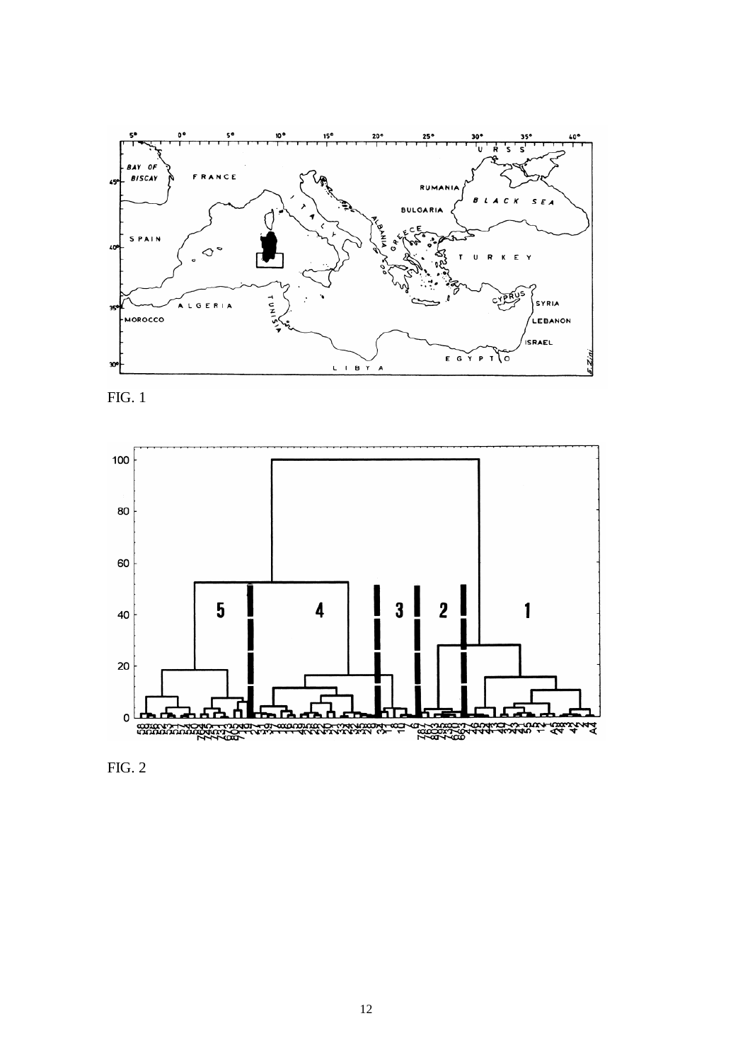FIG. 1

FIG. 2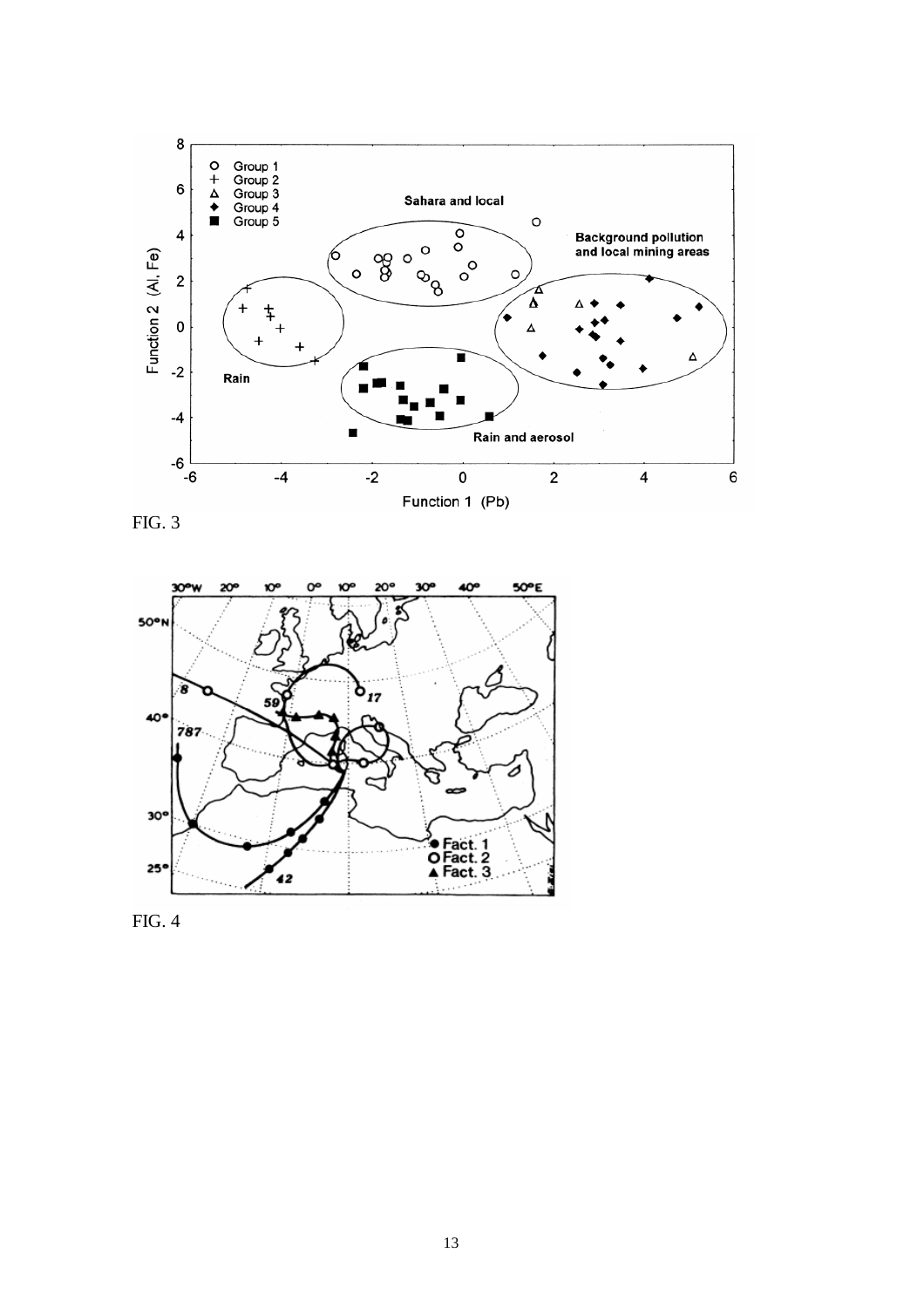FIG. 3

FIG. 4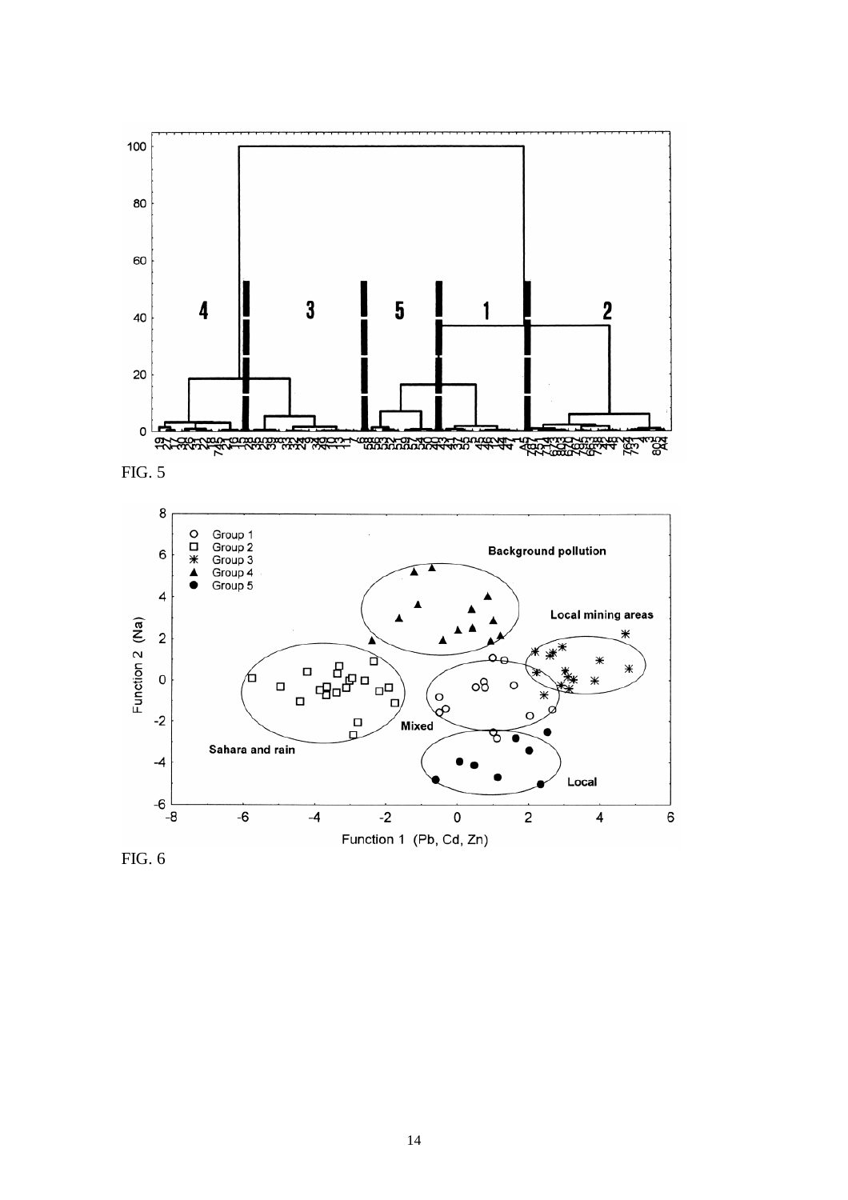FIG. 5

FIG. 6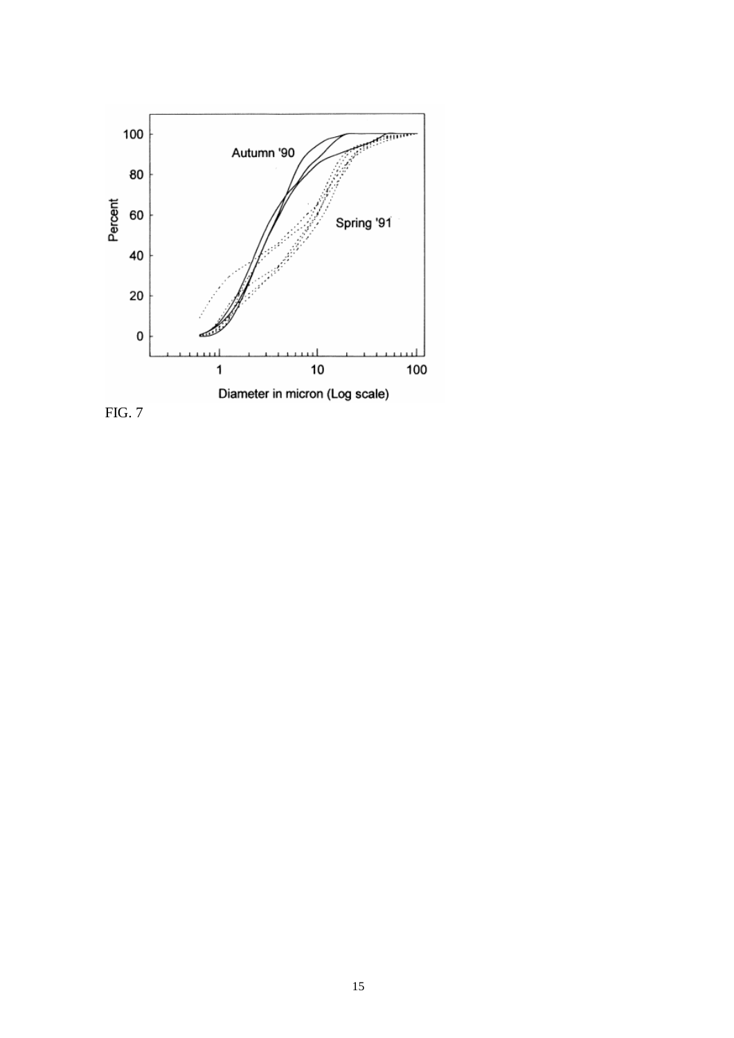FIG. 7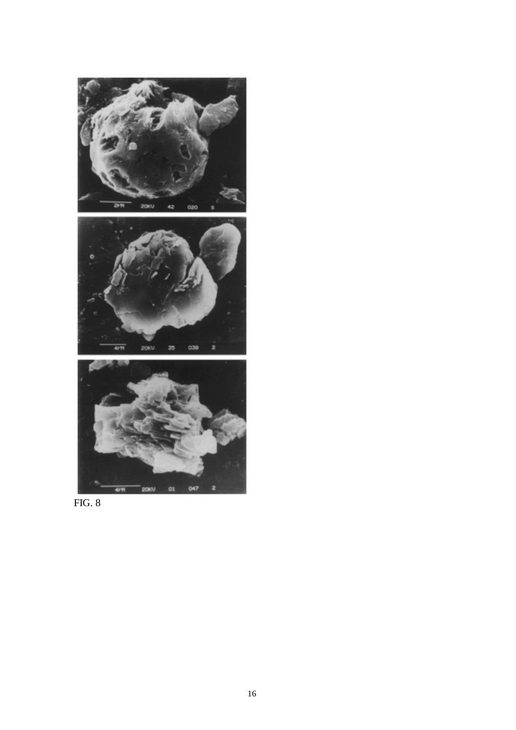FIG. 8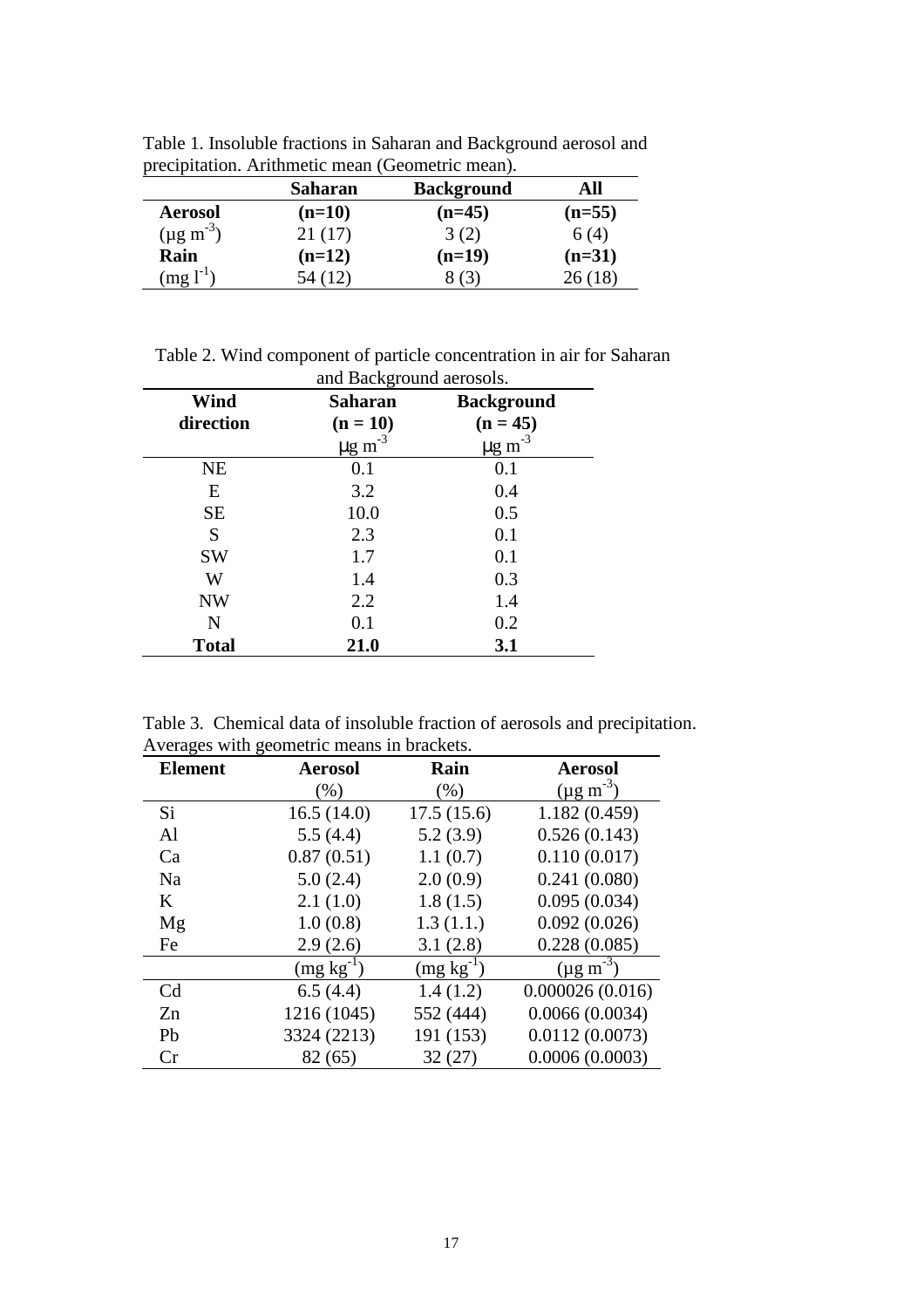Table 1. Insoluble fractions in Saharan and Background aerosol and precipitation. Arithmetic mean (Geometric mean).

| | **Saharan** | **Background** | **All** |
|---|---|---|---|
| **Aerosol** | **(n=10)** | **(n=45)** | **(n=55)** |
| (μg $m^{-3}$) | 21 (17) | 3 (2) | 6 (4) |
| **Rain** | **(n=12)** | **(n=19)** | **(n=31)** |
| (mg $l^{-1}$) | 54 (12) | 8 (3) | 26 (18) |

Table 2. Wind component of particle concentration in air for Saharan and Background aerosols.

| **Wind direction** | **Saharan (n = 10)** μg $m^{-3}$ | **Background (n = 45)** μg $m^{-3}$ |
|---|---|---|
| NE | 0.1 | 0.1 |
| E | 3.2 | 0.4 |
| SE | 10.0 | 0.5 |
| S | 2.3 | 0.1 |
| SW | 1.7 | 0.1 |
| W | 1.4 | 0.3 |
| NW | 2.2 | 1.4 |
| N | 0.1 | 0.2 |
| **Total** | **21.0** | **3.1** |

Table 3. Chemical data of insoluble fraction of aerosols and precipitation. Averages with geometric means in brackets.

| **Element** | **Aerosol** | **Rain** | **Aerosol** |
|---|---|---|---|
| | (%) | (%) | (μg $m^{-3}$) |
| Si | 16.5 (14.0) | 17.5 (15.6) | 1.182 (0.459) |
| Al | 5.5 (4.4) | 5.2 (3.9) | 0.526 (0.143) |
| Ca | 0.87 (0.51) | 1.1 (0.7) | 0.110 (0.017) |
| Na | 5.0 (2.4) | 2.0 (0.9) | 0.241 (0.080) |
| K | 2.1 (1.0) | 1.8 (1.5) | 0.095 (0.034) |
| Mg | 1.0 (0.8) | 1.3 (1.1.) | 0.092 (0.026) |
| Fe | 2.9 (2.6) | 3.1 (2.8) | 0.228 (0.085) |
| | (mg $kg^{-1}$) | (mg $kg^{-1}$) | (μg $m^{-3}$) |
| Cd | 6.5 (4.4) | 1.4 (1.2) | 0.000026 (0.016) |
| Zn | 1216 (1045) | 552 (444) | 0.0066 (0.0034) |
| Pb | 3324 (2213) | 191 (153) | 0.0112 (0.0073) |
| Cr | 82 (65) | 32 (27) | 0.0006 (0.0003) |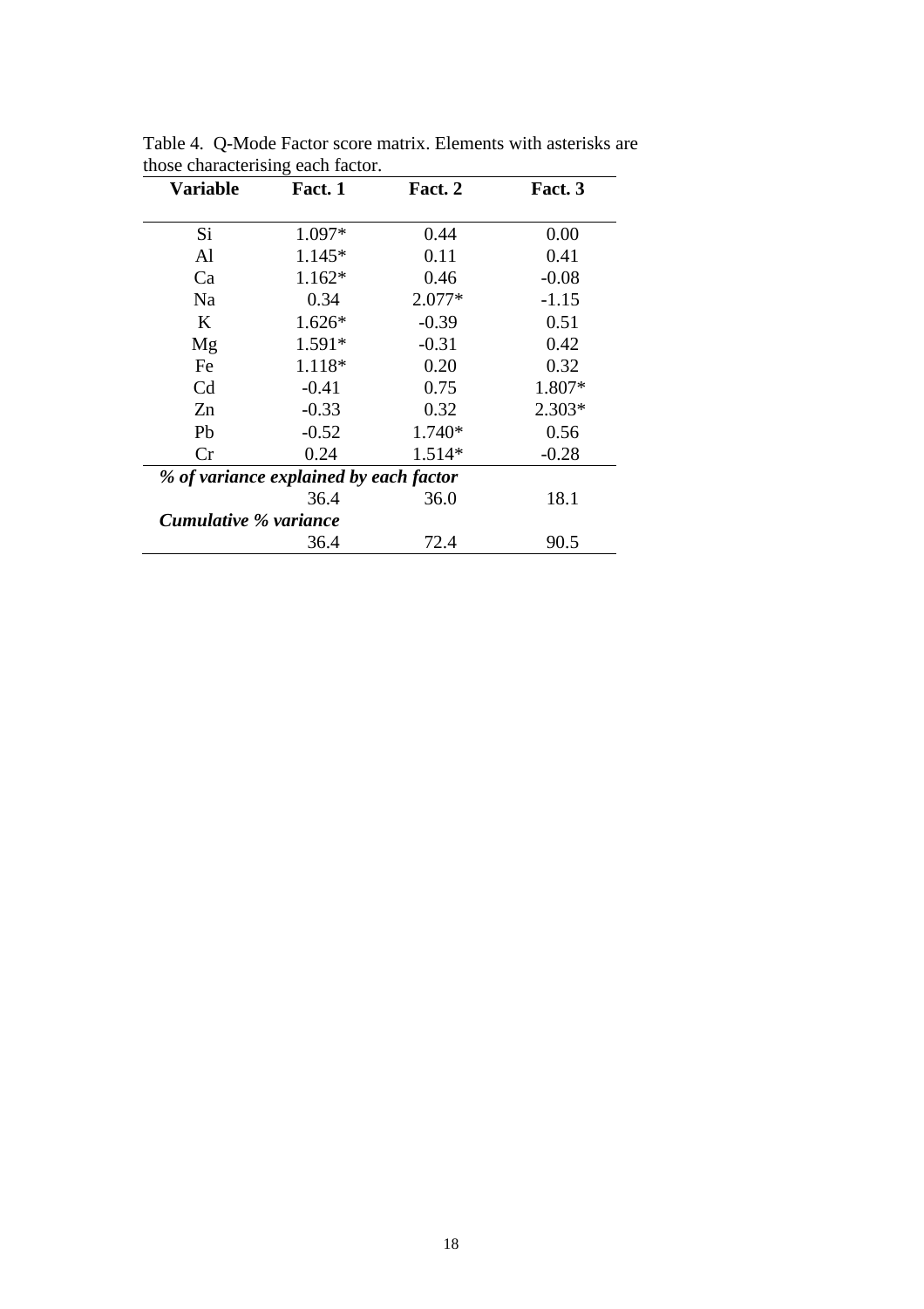Table 4. Q-Mode Factor score matrix. Elements with asterisks are those characterising each factor.

| Variable | Fact. 1 | Fact. 2 | Fact. 3 |
|---|---|---|---|
| Si | 1.097* | 0.44 | 0.00 |
| Al | 1.145* | 0.11 | 0.41 |
| Ca | 1.162* | 0.46 | -0.08 |
| Na | 0.34 | 2.077* | -1.15 |
| K | 1.626* | -0.39 | 0.51 |
| Mg | 1.591* | -0.31 | 0.42 |
| Fe | 1.118* | 0.20 | 0.32 |
| Cd | -0.41 | 0.75 | 1.807* |
| Zn | -0.33 | 0.32 | 2.303* |
| Pb | -0.52 | 1.740* | 0.56 |
| Cr | 0.24 | 1.514* | -0.28 |
| ***% of variance explained by each factor*** | | | |
| | 36.4 | 36.0 | 18.1 |
| ***Cumulative % variance*** | | | |
| | 36.4 | 72.4 | 90.5 |